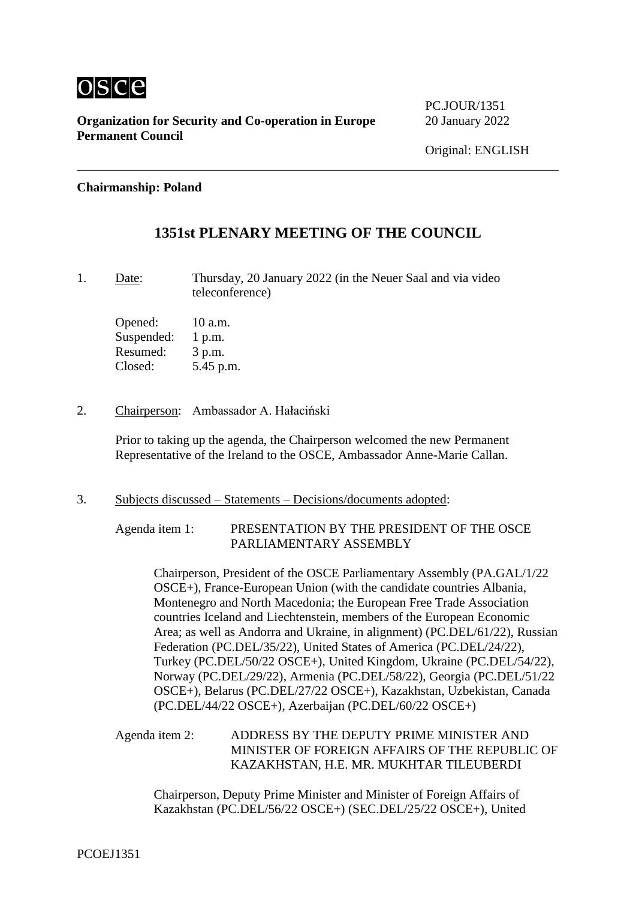osce

**Organization for Security and Co-operation in Europe**
**Permanent Council**

PC.JOUR/1351
20 January 2022

Original: ENGLISH

**Chairmanship: Poland**

# 1351st PLENARY MEETING OF THE COUNCIL

1. Date: Thursday, 20 January 2022 (in the Neuer Saal and via video teleconference)

   Opened: 10 a.m.
   Suspended: 1 p.m.
   Resumed: 3 p.m.
   Closed: 5.45 p.m.

2. Chairperson: Ambassador A. Hałaciński

   Prior to taking up the agenda, the Chairperson welcomed the new Permanent Representative of the Ireland to the OSCE, Ambassador Anne-Marie Callan.

3. Subjects discussed – Statements – Decisions/documents adopted:

   Agenda item 1: PRESENTATION BY THE PRESIDENT OF THE OSCE PARLIAMENTARY ASSEMBLY

   Chairperson, President of the OSCE Parliamentary Assembly (PA.GAL/1/22 OSCE+), France-European Union (with the candidate countries Albania, Montenegro and North Macedonia; the European Free Trade Association countries Iceland and Liechtenstein, members of the European Economic Area; as well as Andorra and Ukraine, in alignment) (PC.DEL/61/22), Russian Federation (PC.DEL/35/22), United States of America (PC.DEL/24/22), Turkey (PC.DEL/50/22 OSCE+), United Kingdom, Ukraine (PC.DEL/54/22), Norway (PC.DEL/29/22), Armenia (PC.DEL/58/22), Georgia (PC.DEL/51/22 OSCE+), Belarus (PC.DEL/27/22 OSCE+), Kazakhstan, Uzbekistan, Canada (PC.DEL/44/22 OSCE+), Azerbaijan (PC.DEL/60/22 OSCE+)

   Agenda item 2: ADDRESS BY THE DEPUTY PRIME MINISTER AND MINISTER OF FOREIGN AFFAIRS OF THE REPUBLIC OF KAZAKHSTAN, H.E. MR. MUKHTAR TILEUBERDI

   Chairperson, Deputy Prime Minister and Minister of Foreign Affairs of Kazakhstan (PC.DEL/56/22 OSCE+) (SEC.DEL/25/22 OSCE+), United

PCOEJ1351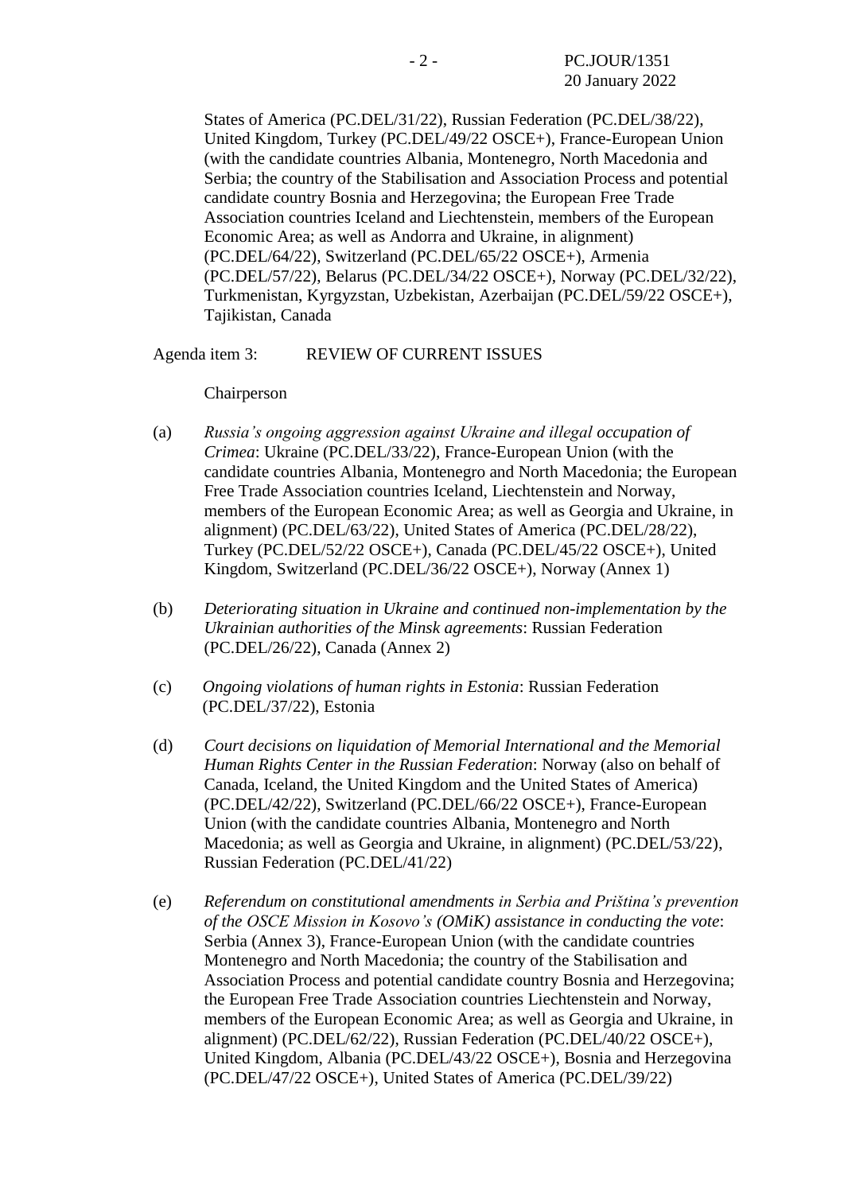States of America (PC.DEL/31/22), Russian Federation (PC.DEL/38/22), United Kingdom, Turkey (PC.DEL/49/22 OSCE+), France-European Union (with the candidate countries Albania, Montenegro, North Macedonia and Serbia; the country of the Stabilisation and Association Process and potential candidate country Bosnia and Herzegovina; the European Free Trade Association countries Iceland and Liechtenstein, members of the European Economic Area; as well as Andorra and Ukraine, in alignment) (PC.DEL/64/22), Switzerland (PC.DEL/65/22 OSCE+), Armenia (PC.DEL/57/22), Belarus (PC.DEL/34/22 OSCE+), Norway (PC.DEL/32/22), Turkmenistan, Kyrgyzstan, Uzbekistan, Azerbaijan (PC.DEL/59/22 OSCE+), Tajikistan, Canada

Agenda item 3: REVIEW OF CURRENT ISSUES

Chairperson

(a) *Russia's ongoing aggression against Ukraine and illegal occupation of Crimea*: Ukraine (PC.DEL/33/22), France-European Union (with the candidate countries Albania, Montenegro and North Macedonia; the European Free Trade Association countries Iceland, Liechtenstein and Norway, members of the European Economic Area; as well as Georgia and Ukraine, in alignment) (PC.DEL/63/22), United States of America (PC.DEL/28/22), Turkey (PC.DEL/52/22 OSCE+), Canada (PC.DEL/45/22 OSCE+), United Kingdom, Switzerland (PC.DEL/36/22 OSCE+), Norway (Annex 1)

(b) *Deteriorating situation in Ukraine and continued non-implementation by the Ukrainian authorities of the Minsk agreements*: Russian Federation (PC.DEL/26/22), Canada (Annex 2)

(c) *Ongoing violations of human rights in Estonia*: Russian Federation (PC.DEL/37/22), Estonia

(d) *Court decisions on liquidation of Memorial International and the Memorial Human Rights Center in the Russian Federation*: Norway (also on behalf of Canada, Iceland, the United Kingdom and the United States of America) (PC.DEL/42/22), Switzerland (PC.DEL/66/22 OSCE+), France-European Union (with the candidate countries Albania, Montenegro and North Macedonia; as well as Georgia and Ukraine, in alignment) (PC.DEL/53/22), Russian Federation (PC.DEL/41/22)

(e) *Referendum on constitutional amendments in Serbia and Priština's prevention of the OSCE Mission in Kosovo's (OMiK) assistance in conducting the vote*: Serbia (Annex 3), France-European Union (with the candidate countries Montenegro and North Macedonia; the country of the Stabilisation and Association Process and potential candidate country Bosnia and Herzegovina; the European Free Trade Association countries Liechtenstein and Norway, members of the European Economic Area; as well as Georgia and Ukraine, in alignment) (PC.DEL/62/22), Russian Federation (PC.DEL/40/22 OSCE+), United Kingdom, Albania (PC.DEL/43/22 OSCE+), Bosnia and Herzegovina (PC.DEL/47/22 OSCE+), United States of America (PC.DEL/39/22)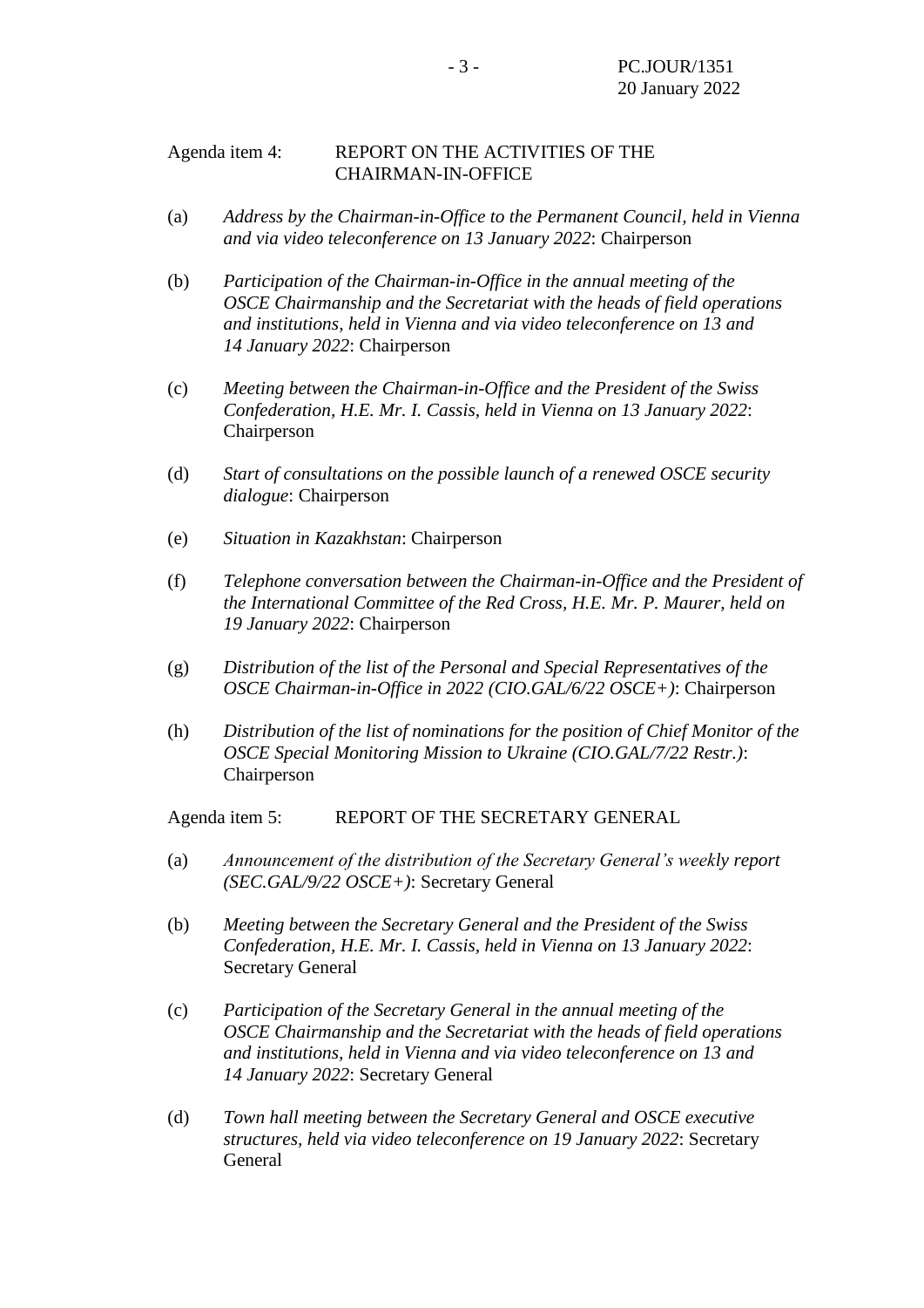Agenda item 4: REPORT ON THE ACTIVITIES OF THE CHAIRMAN-IN-OFFICE

(a) *Address by the Chairman-in-Office to the Permanent Council, held in Vienna and via video teleconference on 13 January 2022*: Chairperson

(b) *Participation of the Chairman-in-Office in the annual meeting of the OSCE Chairmanship and the Secretariat with the heads of field operations and institutions, held in Vienna and via video teleconference on 13 and 14 January 2022*: Chairperson

(c) *Meeting between the Chairman-in-Office and the President of the Swiss Confederation, H.E. Mr. I. Cassis, held in Vienna on 13 January 2022*: Chairperson

(d) *Start of consultations on the possible launch of a renewed OSCE security dialogue*: Chairperson

(e) *Situation in Kazakhstan*: Chairperson

(f) *Telephone conversation between the Chairman-in-Office and the President of the International Committee of the Red Cross, H.E. Mr. P. Maurer, held on 19 January 2022*: Chairperson

(g) *Distribution of the list of the Personal and Special Representatives of the OSCE Chairman-in-Office in 2022 (CIO.GAL/6/22 OSCE+)*: Chairperson

(h) *Distribution of the list of nominations for the position of Chief Monitor of the OSCE Special Monitoring Mission to Ukraine (CIO.GAL/7/22 Restr.)*: Chairperson

Agenda item 5: REPORT OF THE SECRETARY GENERAL

(a) *Announcement of the distribution of the Secretary General's weekly report (SEC.GAL/9/22 OSCE+)*: Secretary General

(b) *Meeting between the Secretary General and the President of the Swiss Confederation, H.E. Mr. I. Cassis, held in Vienna on 13 January 2022*: Secretary General

(c) *Participation of the Secretary General in the annual meeting of the OSCE Chairmanship and the Secretariat with the heads of field operations and institutions, held in Vienna and via video teleconference on 13 and 14 January 2022*: Secretary General

(d) *Town hall meeting between the Secretary General and OSCE executive structures, held via video teleconference on 19 January 2022*: Secretary General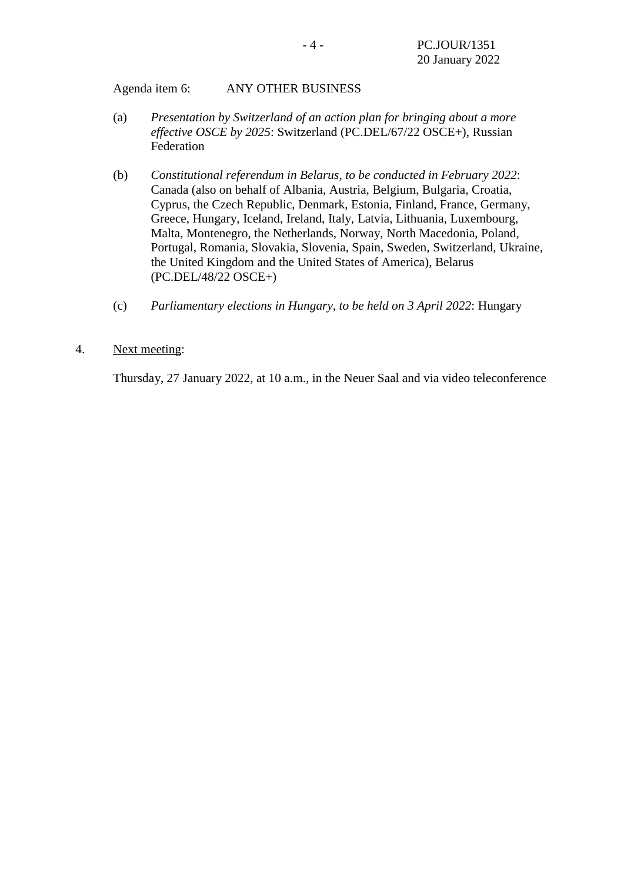Agenda item 6: ANY OTHER BUSINESS

(a) *Presentation by Switzerland of an action plan for bringing about a more effective OSCE by 2025*: Switzerland (PC.DEL/67/22 OSCE+), Russian Federation

(b) *Constitutional referendum in Belarus, to be conducted in February 2022*: Canada (also on behalf of Albania, Austria, Belgium, Bulgaria, Croatia, Cyprus, the Czech Republic, Denmark, Estonia, Finland, France, Germany, Greece, Hungary, Iceland, Ireland, Italy, Latvia, Lithuania, Luxembourg, Malta, Montenegro, the Netherlands, Norway, North Macedonia, Poland, Portugal, Romania, Slovakia, Slovenia, Spain, Sweden, Switzerland, Ukraine, the United Kingdom and the United States of America), Belarus (PC.DEL/48/22 OSCE+)

(c) *Parliamentary elections in Hungary, to be held on 3 April 2022*: Hungary

4. Next meeting:

Thursday, 27 January 2022, at 10 a.m., in the Neuer Saal and via video teleconference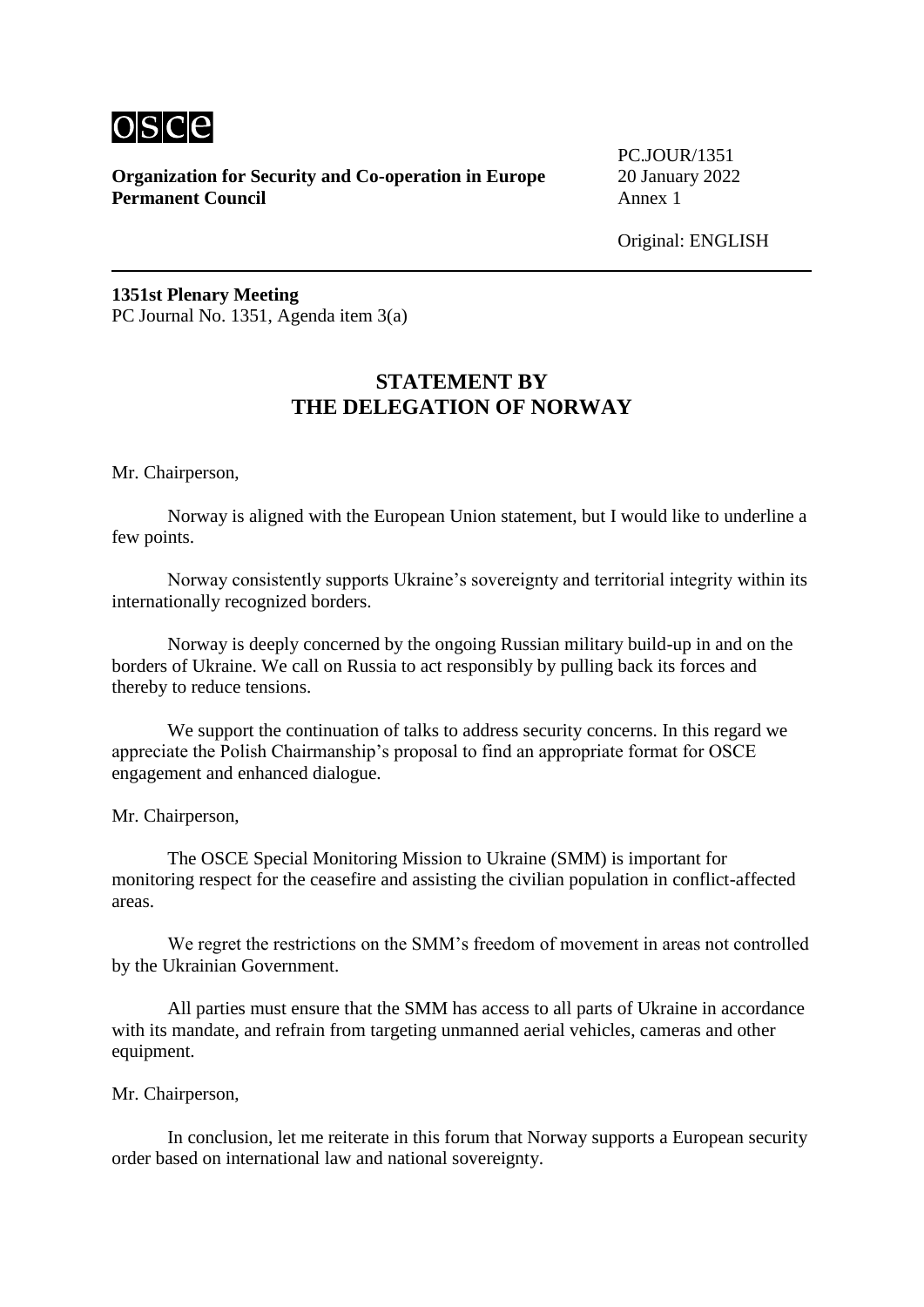**Organization for Security and Co-operation in Europe**
**Permanent Council**

PC.JOUR/1351
20 January 2022
Annex 1

Original: ENGLISH

**1351st Plenary Meeting**
PC Journal No. 1351, Agenda item 3(a)

## STATEMENT BY THE DELEGATION OF NORWAY

Mr. Chairperson,

Norway is aligned with the European Union statement, but I would like to underline a few points.

Norway consistently supports Ukraine's sovereignty and territorial integrity within its internationally recognized borders.

Norway is deeply concerned by the ongoing Russian military build-up in and on the borders of Ukraine. We call on Russia to act responsibly by pulling back its forces and thereby to reduce tensions.

We support the continuation of talks to address security concerns. In this regard we appreciate the Polish Chairmanship's proposal to find an appropriate format for OSCE engagement and enhanced dialogue.

Mr. Chairperson,

The OSCE Special Monitoring Mission to Ukraine (SMM) is important for monitoring respect for the ceasefire and assisting the civilian population in conflict-affected areas.

We regret the restrictions on the SMM's freedom of movement in areas not controlled by the Ukrainian Government.

All parties must ensure that the SMM has access to all parts of Ukraine in accordance with its mandate, and refrain from targeting unmanned aerial vehicles, cameras and other equipment.

Mr. Chairperson,

In conclusion, let me reiterate in this forum that Norway supports a European security order based on international law and national sovereignty.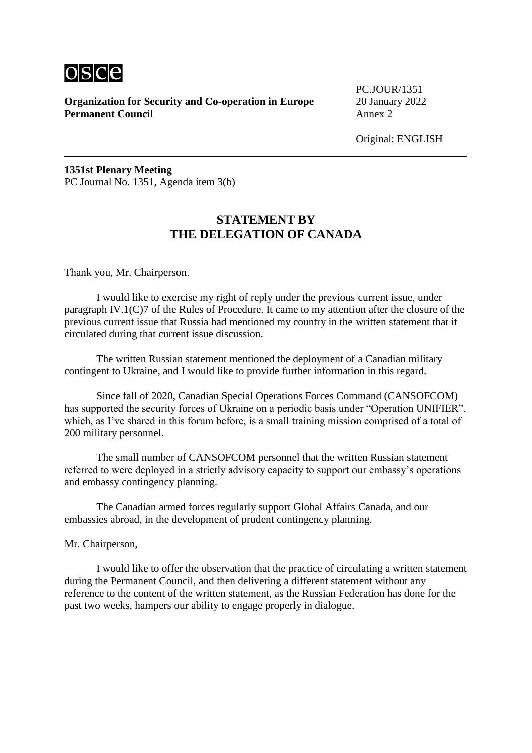**Organization for Security and Co-operation in Europe**
**Permanent Council**

PC.JOUR/1351
20 January 2022
Annex 2

Original: ENGLISH

**1351st Plenary Meeting**
PC Journal No. 1351, Agenda item 3(b)

## STATEMENT BY THE DELEGATION OF CANADA

Thank you, Mr. Chairperson.

I would like to exercise my right of reply under the previous current issue, under paragraph IV.1(C)7 of the Rules of Procedure. It came to my attention after the closure of the previous current issue that Russia had mentioned my country in the written statement that it circulated during that current issue discussion.

The written Russian statement mentioned the deployment of a Canadian military contingent to Ukraine, and I would like to provide further information in this regard.

Since fall of 2020, Canadian Special Operations Forces Command (CANSOFCOM) has supported the security forces of Ukraine on a periodic basis under "Operation UNIFIER", which, as I've shared in this forum before, is a small training mission comprised of a total of 200 military personnel.

The small number of CANSOFCOM personnel that the written Russian statement referred to were deployed in a strictly advisory capacity to support our embassy's operations and embassy contingency planning.

The Canadian armed forces regularly support Global Affairs Canada, and our embassies abroad, in the development of prudent contingency planning.

Mr. Chairperson,

I would like to offer the observation that the practice of circulating a written statement during the Permanent Council, and then delivering a different statement without any reference to the content of the written statement, as the Russian Federation has done for the past two weeks, hampers our ability to engage properly in dialogue.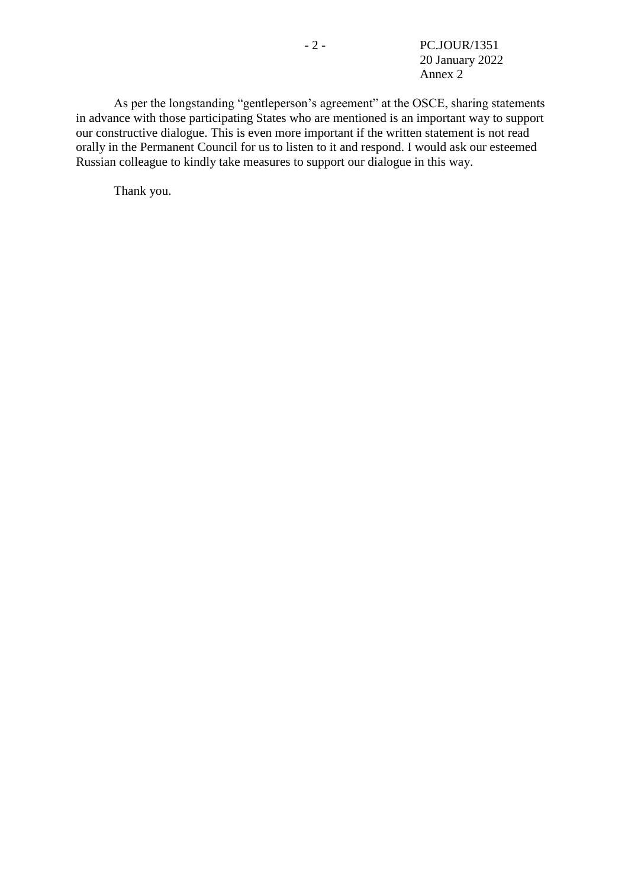As per the longstanding "gentleperson's agreement" at the OSCE, sharing statements in advance with those participating States who are mentioned is an important way to support our constructive dialogue. This is even more important if the written statement is not read orally in the Permanent Council for us to listen to it and respond. I would ask our esteemed Russian colleague to kindly take measures to support our dialogue in this way.

Thank you.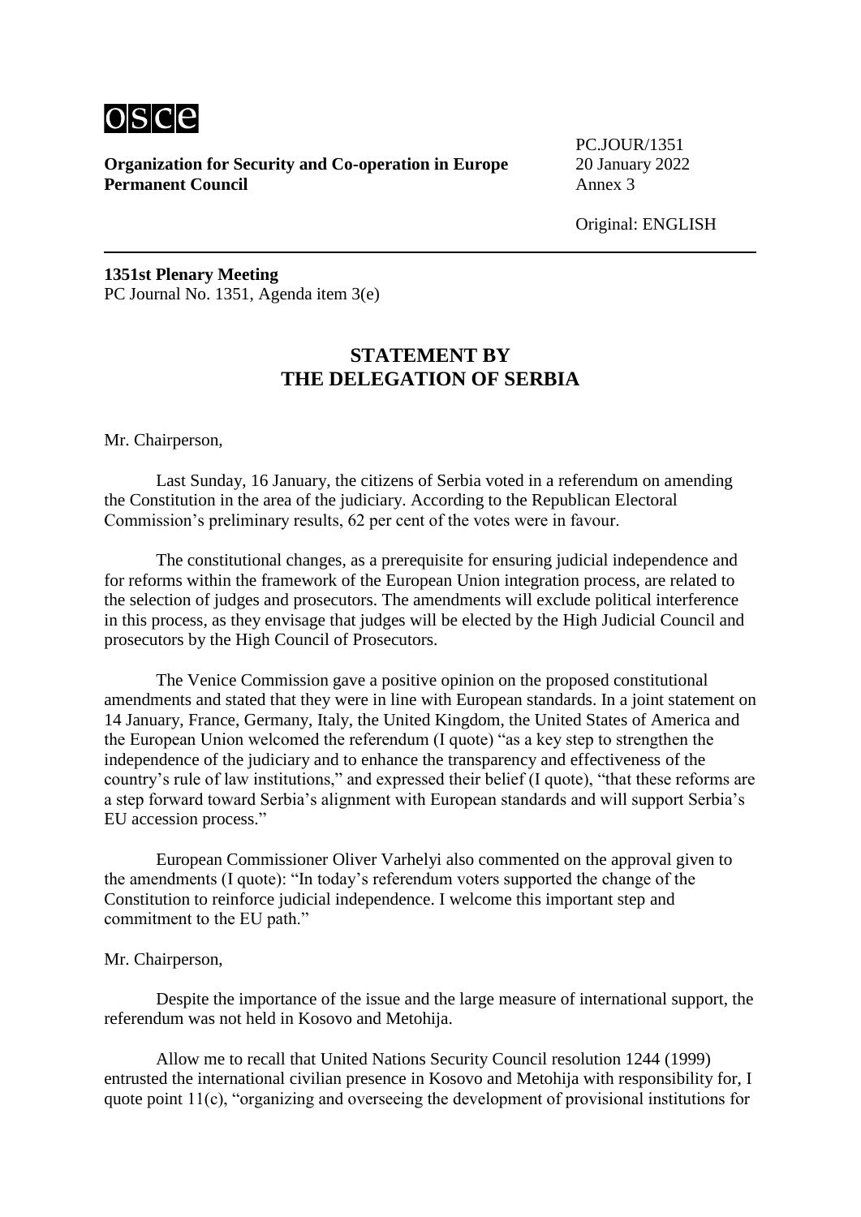**Organization for Security and Co-operation in Europe**
**Permanent Council**

PC.JOUR/1351
20 January 2022
Annex 3

Original: ENGLISH

---

**1351st Plenary Meeting**
PC Journal No. 1351, Agenda item 3(e)

## STATEMENT BY THE DELEGATION OF SERBIA

Mr. Chairperson,

Last Sunday, 16 January, the citizens of Serbia voted in a referendum on amending the Constitution in the area of the judiciary. According to the Republican Electoral Commission's preliminary results, 62 per cent of the votes were in favour.

The constitutional changes, as a prerequisite for ensuring judicial independence and for reforms within the framework of the European Union integration process, are related to the selection of judges and prosecutors. The amendments will exclude political interference in this process, as they envisage that judges will be elected by the High Judicial Council and prosecutors by the High Council of Prosecutors.

The Venice Commission gave a positive opinion on the proposed constitutional amendments and stated that they were in line with European standards. In a joint statement on 14 January, France, Germany, Italy, the United Kingdom, the United States of America and the European Union welcomed the referendum (I quote) "as a key step to strengthen the independence of the judiciary and to enhance the transparency and effectiveness of the country's rule of law institutions," and expressed their belief (I quote), "that these reforms are a step forward toward Serbia's alignment with European standards and will support Serbia's EU accession process."

European Commissioner Oliver Varhelyi also commented on the approval given to the amendments (I quote): "In today's referendum voters supported the change of the Constitution to reinforce judicial independence. I welcome this important step and commitment to the EU path."

Mr. Chairperson,

Despite the importance of the issue and the large measure of international support, the referendum was not held in Kosovo and Metohija.

Allow me to recall that United Nations Security Council resolution 1244 (1999) entrusted the international civilian presence in Kosovo and Metohija with responsibility for, I quote point 11(c), "organizing and overseeing the development of provisional institutions for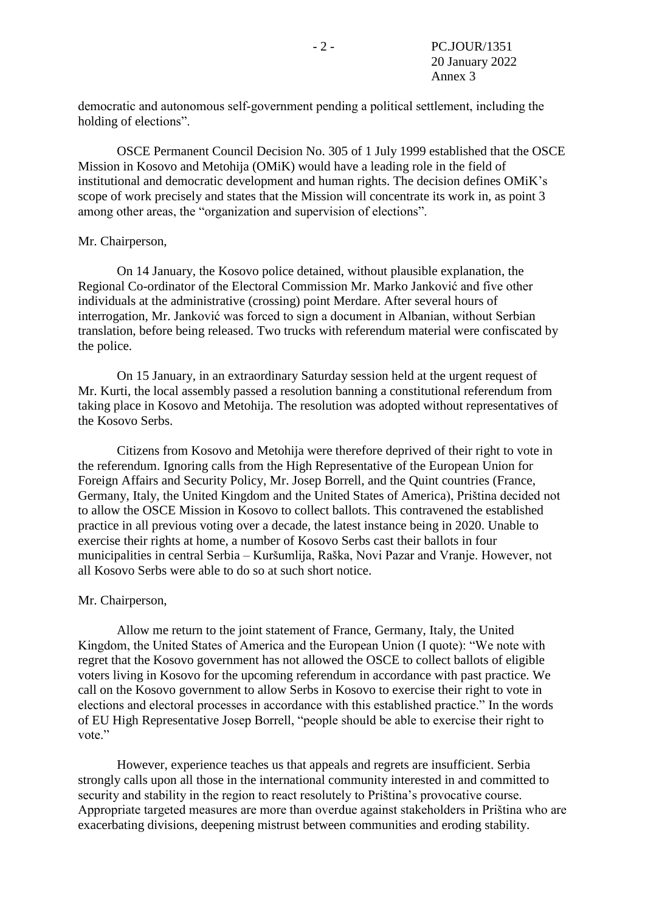democratic and autonomous self-government pending a political settlement, including the holding of elections".

OSCE Permanent Council Decision No. 305 of 1 July 1999 established that the OSCE Mission in Kosovo and Metohija (OMiK) would have a leading role in the field of institutional and democratic development and human rights. The decision defines OMiK's scope of work precisely and states that the Mission will concentrate its work in, as point 3 among other areas, the "organization and supervision of elections".

Mr. Chairperson,

On 14 January, the Kosovo police detained, without plausible explanation, the Regional Co-ordinator of the Electoral Commission Mr. Marko Janković and five other individuals at the administrative (crossing) point Merdare. After several hours of interrogation, Mr. Janković was forced to sign a document in Albanian, without Serbian translation, before being released. Two trucks with referendum material were confiscated by the police.

On 15 January, in an extraordinary Saturday session held at the urgent request of Mr. Kurti, the local assembly passed a resolution banning a constitutional referendum from taking place in Kosovo and Metohija. The resolution was adopted without representatives of the Kosovo Serbs.

Citizens from Kosovo and Metohija were therefore deprived of their right to vote in the referendum. Ignoring calls from the High Representative of the European Union for Foreign Affairs and Security Policy, Mr. Josep Borrell, and the Quint countries (France, Germany, Italy, the United Kingdom and the United States of America), Priština decided not to allow the OSCE Mission in Kosovo to collect ballots. This contravened the established practice in all previous voting over a decade, the latest instance being in 2020. Unable to exercise their rights at home, a number of Kosovo Serbs cast their ballots in four municipalities in central Serbia – Kuršumlija, Raška, Novi Pazar and Vranje. However, not all Kosovo Serbs were able to do so at such short notice.

Mr. Chairperson,

Allow me return to the joint statement of France, Germany, Italy, the United Kingdom, the United States of America and the European Union (I quote): "We note with regret that the Kosovo government has not allowed the OSCE to collect ballots of eligible voters living in Kosovo for the upcoming referendum in accordance with past practice. We call on the Kosovo government to allow Serbs in Kosovo to exercise their right to vote in elections and electoral processes in accordance with this established practice." In the words of EU High Representative Josep Borrell, "people should be able to exercise their right to vote."

However, experience teaches us that appeals and regrets are insufficient. Serbia strongly calls upon all those in the international community interested in and committed to security and stability in the region to react resolutely to Priština's provocative course. Appropriate targeted measures are more than overdue against stakeholders in Priština who are exacerbating divisions, deepening mistrust between communities and eroding stability.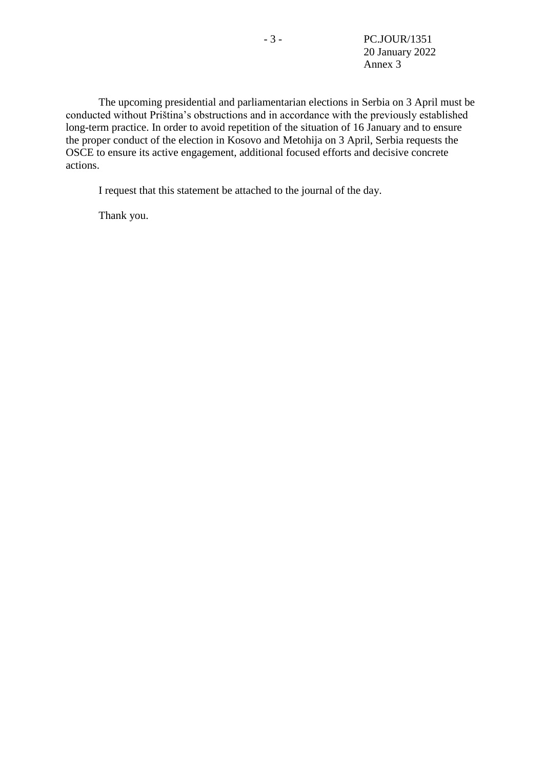The upcoming presidential and parliamentarian elections in Serbia on 3 April must be conducted without Priština's obstructions and in accordance with the previously established long-term practice. In order to avoid repetition of the situation of 16 January and to ensure the proper conduct of the election in Kosovo and Metohija on 3 April, Serbia requests the OSCE to ensure its active engagement, additional focused efforts and decisive concrete actions.

I request that this statement be attached to the journal of the day.

Thank you.